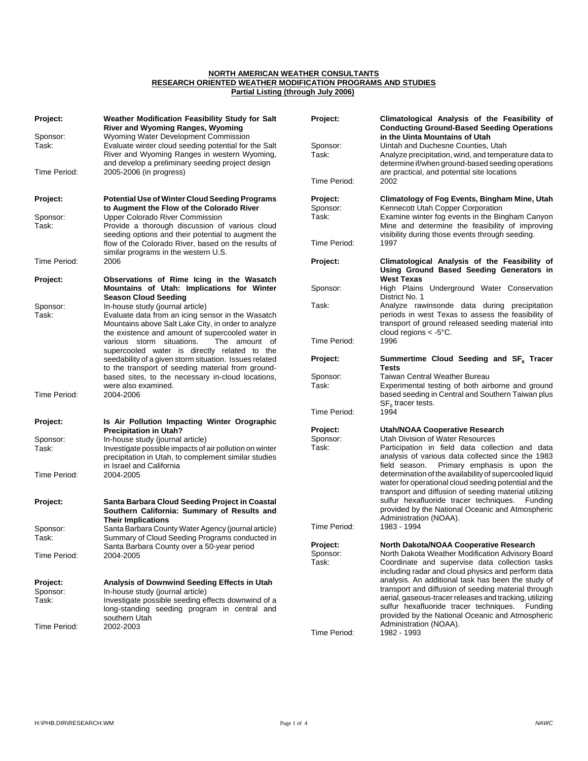**NORTH AMERICAN WEATHER CONSULTANTS**
**RESEARCH ORIENTED WEATHER MODIFICATION PROGRAMS AND STUDIES**
**Partial Listing (through July 2006)**

| | |
|---|---|
| **Project:** | **Weather Modification Feasibility Study for Salt River and Wyoming Ranges, Wyoming** |
| Sponsor: | Wyoming Water Development Commission |
| Task: | Evaluate winter cloud seeding potential for the Salt River and Wyoming Ranges in western Wyoming, and develop a preliminary seeding project design |
| Time Period: | 2005-2006 (in progress) |

| | |
|---|---|
| **Project:** | **Potential Use of Winter Cloud Seeding Programs to Augment the Flow of the Colorado River** |
| Sponsor: | Upper Colorado River Commission |
| Task: | Provide a thorough discussion of various cloud seeding options and their potential to augment the flow of the Colorado River, based on the results of similar programs in the western U.S. |
| Time Period: | 2006 |

| | |
|---|---|
| **Project:** | **Observations of Rime Icing in the Wasatch Mountains of Utah: Implications for Winter Season Cloud Seeding** |
| Sponsor: | In-house study (journal article) |
| Task: | Evaluate data from an icing sensor in the Wasatch Mountains above Salt Lake City, in order to analyze the existence and amount of supercooled water in various storm situations. The amount of supercooled water is directly related to the seedability of a given storm situation. Issues related to the transport of seeding material from ground-based sites, to the necessary in-cloud locations, were also examined. |
| Time Period: | 2004-2006 |

| | |
|---|---|
| **Project:** | **Is Air Pollution Impacting Winter Orographic Precipitation in Utah?** |
| Sponsor: | In-house study (journal article) |
| Task: | Investigate possible impacts of air pollution on winter precipitation in Utah, to complement similar studies in Israel and California |
| Time Period: | 2004-2005 |

| | |
|---|---|
| **Project:** | **Santa Barbara Cloud Seeding Project in Coastal Southern California: Summary of Results and Their Implications** |
| Sponsor: | Santa Barbara County Water Agency (journal article) |
| Task: | Summary of Cloud Seeding Programs conducted in Santa Barbara County over a 50-year period |
| Time Period: | 2004-2005 |

| | |
|---|---|
| **Project:** | **Analysis of Downwind Seeding Effects in Utah** |
| Sponsor: | In-house study (journal article) |
| Task: | Investigate possible seeding effects downwind of a long-standing seeding program in central and southern Utah |
| Time Period: | 2002-2003 |

| | |
|---|---|
| **Project:** | **Climatological Analysis of the Feasibility of Conducting Ground-Based Seeding Operations in the Uinta Mountains of Utah** |
| Sponsor: | Uintah and Duchesne Counties, Utah |
| Task: | Analyze precipitation, wind, and temperature data to determine if/when ground-based seeding operations are practical, and potential site locations |
| Time Period: | 2002 |

| | |
|---|---|
| **Project:** | **Climatology of Fog Events, Bingham Mine, Utah** |
| Sponsor: | Kennecott Utah Copper Corporation |
| Task: | Examine winter fog events in the Bingham Canyon Mine and determine the feasibility of improving visibility during those events through seeding. |
| Time Period: | 1997 |

| | |
|---|---|
| **Project:** | **Climatological Analysis of the Feasibility of Using Ground Based Seeding Generators in West Texas** |
| Sponsor: | High Plains Underground Water Conservation District No. 1 |
| Task: | Analyze rawinsonde data during precipitation periods in west Texas to assess the feasibility of transport of ground released seeding material into cloud regions < -5°C. |
| Time Period: | 1996 |

| | |
|---|---|
| **Project:** | **Summertime Cloud Seeding and $SF_6$ Tracer Tests** |
| Sponsor: | Taiwan Central Weather Bureau |
| Task: | Experimental testing of both airborne and ground based seeding in Central and Southern Taiwan plus $SF_6$ tracer tests. |
| Time Period: | 1994 |

| | |
|---|---|
| **Project:** | **Utah/NOAA Cooperative Research** |
| Sponsor: | Utah Division of Water Resources |
| Task: | Participation in field data collection and data analysis of various data collected since the 1983 field season. Primary emphasis is upon the determination of the availability of supercooled liquid water for operational cloud seeding potential and the transport and diffusion of seeding material utilizing sulfur hexafluoride tracer techniques. Funding provided by the National Oceanic and Atmospheric Administration (NOAA). |
| Time Period: | 1983 - 1994 |

| | |
|---|---|
| **Project:** | **North Dakota/NOAA Cooperative Research** |
| Sponsor: | North Dakota Weather Modification Advisory Board |
| Task: | Coordinate and supervise data collection tasks including radar and cloud physics and perform data analysis. An additional task has been the study of transport and diffusion of seeding material through aerial, gaseous-tracer releases and tracking, utilizing sulfur hexafluoride tracer techniques. Funding provided by the National Oceanic and Atmospheric Administration (NOAA). |
| Time Period: | 1982 - 1993 |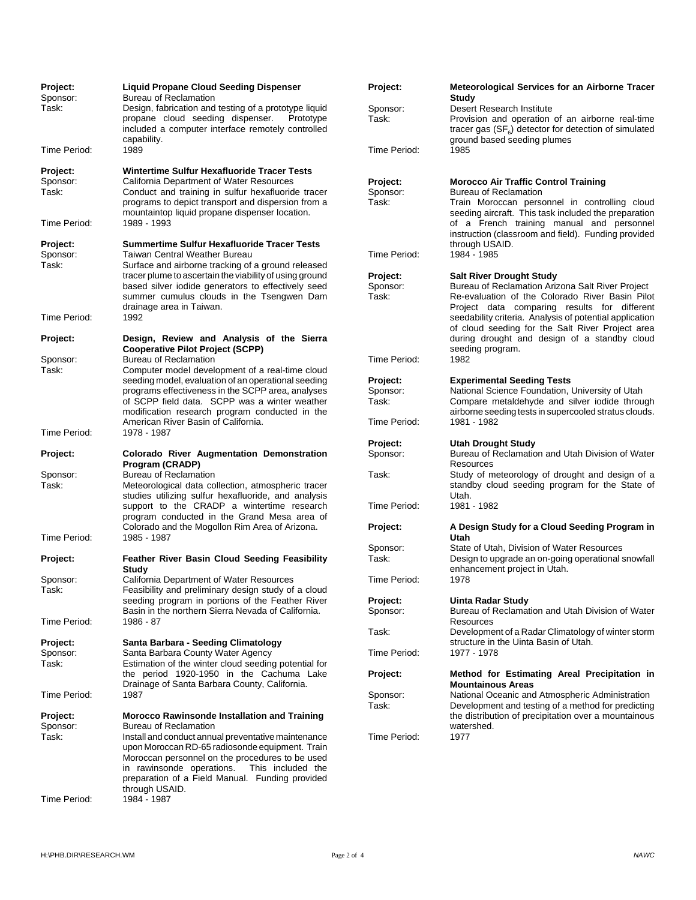**Project:** **Liquid Propane Cloud Seeding Dispenser**
Sponsor: Bureau of Reclamation
Task: Design, fabrication and testing of a prototype liquid propane cloud seeding dispenser. Prototype included a computer interface remotely controlled capability.
Time Period: 1989

**Project:** **Wintertime Sulfur Hexafluoride Tracer Tests**
Sponsor: California Department of Water Resources
Task: Conduct and training in sulfur hexafluoride tracer programs to depict transport and dispersion from a mountaintop liquid propane dispenser location.
Time Period: 1989 - 1993

**Project:** **Summertime Sulfur Hexafluoride Tracer Tests**
Sponsor: Taiwan Central Weather Bureau
Task: Surface and airborne tracking of a ground released tracer plume to ascertain the viability of using ground based silver iodide generators to effectively seed summer cumulus clouds in the Tsengwen Dam drainage area in Taiwan.
Time Period: 1992

**Project:** **Design, Review and Analysis of the Sierra Cooperative Pilot Project (SCPP)**
Sponsor: Bureau of Reclamation
Task: Computer model development of a real-time cloud seeding model, evaluation of an operational seeding programs effectiveness in the SCPP area, analyses of SCPP field data. SCPP was a winter weather modification research program conducted in the American River Basin of California.
Time Period: 1978 - 1987

**Project:** **Colorado River Augmentation Demonstration Program (CRADP)**
Sponsor: Bureau of Reclamation
Task: Meteorological data collection, atmospheric tracer studies utilizing sulfur hexafluoride, and analysis support to the CRADP a wintertime research program conducted in the Grand Mesa area of Colorado and the Mogollon Rim Area of Arizona.
Time Period: 1985 - 1987

**Project:** **Feather River Basin Cloud Seeding Feasibility Study**
Sponsor: California Department of Water Resources
Task: Feasibility and preliminary design study of a cloud seeding program in portions of the Feather River Basin in the northern Sierra Nevada of California.
Time Period: 1986 - 87

**Project:** **Santa Barbara - Seeding Climatology**
Sponsor: Santa Barbara County Water Agency
Task: Estimation of the winter cloud seeding potential for the period 1920-1950 in the Cachuma Lake Drainage of Santa Barbara County, California.
Time Period: 1987

**Project:** **Morocco Rawinsonde Installation and Training**
Sponsor: Bureau of Reclamation
Task: Install and conduct annual preventative maintenance upon Moroccan RD-65 radiosonde equipment. Train Moroccan personnel on the procedures to be used in rawinsonde operations. This included the preparation of a Field Manual. Funding provided through USAID.
Time Period: 1984 - 1987

**Project:** **Meteorological Services for an Airborne Tracer Study**
Sponsor: Desert Research Institute
Task: Provision and operation of an airborne real-time tracer gas ($SF_6$) detector for detection of simulated ground based seeding plumes
Time Period: 1985

**Project:** **Morocco Air Traffic Control Training**
Sponsor: Bureau of Reclamation
Task: Train Moroccan personnel in controlling cloud seeding aircraft. This task included the preparation of a French training manual and personnel instruction (classroom and field). Funding provided through USAID.
Time Period: 1984 - 1985

**Project:** **Salt River Drought Study**
Sponsor: Bureau of Reclamation Arizona Salt River Project
Task: Re-evaluation of the Colorado River Basin Pilot Project data comparing results for different seedability criteria. Analysis of potential application of cloud seeding for the Salt River Project area during drought and design of a standby cloud seeding program.
Time Period: 1982

**Project:** **Experimental Seeding Tests**
Sponsor: National Science Foundation, University of Utah
Task: Compare metaldehyde and silver iodide through airborne seeding tests in supercooled stratus clouds.
Time Period: 1981 - 1982

**Project:** **Utah Drought Study**
Sponsor: Bureau of Reclamation and Utah Division of Water Resources
Task: Study of meteorology of drought and design of a standby cloud seeding program for the State of Utah.
Time Period: 1981 - 1982

**Project:** **A Design Study for a Cloud Seeding Program in Utah**
Sponsor: State of Utah, Division of Water Resources
Task: Design to upgrade an on-going operational snowfall enhancement project in Utah.
Time Period: 1978

**Project:** **Uinta Radar Study**
Sponsor: Bureau of Reclamation and Utah Division of Water Resources
Task: Development of a Radar Climatology of winter storm structure in the Uinta Basin of Utah.
Time Period: 1977 - 1978

**Project:** **Method for Estimating Areal Precipitation in Mountainous Areas**
Sponsor: National Oceanic and Atmospheric Administration
Task: Development and testing of a method for predicting the distribution of precipitation over a mountainous watershed.
Time Period: 1977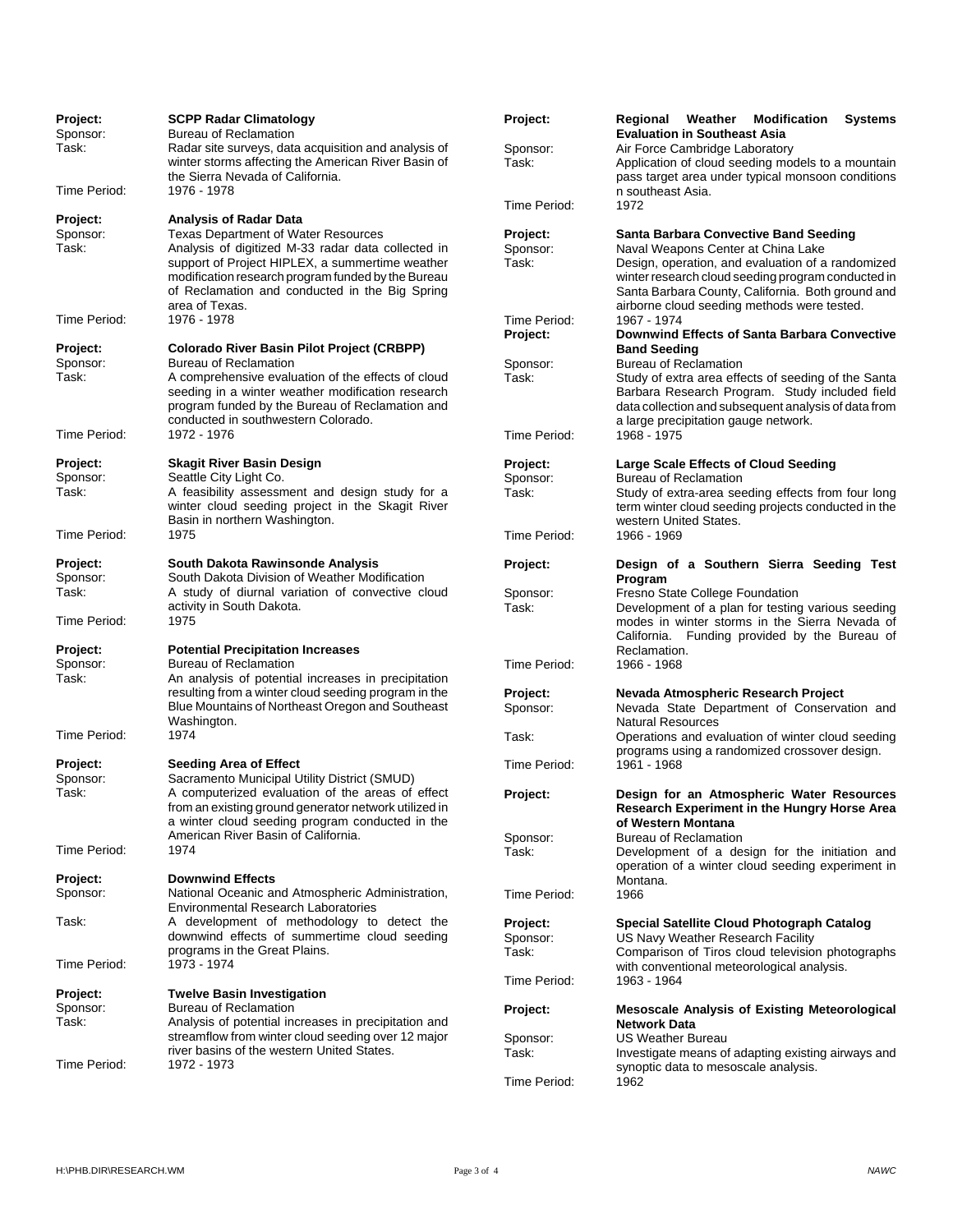**Project:** **SCPP Radar Climatology**
Sponsor: Bureau of Reclamation
Task: Radar site surveys, data acquisition and analysis of winter storms affecting the American River Basin of the Sierra Nevada of California.
Time Period: 1976 - 1978

**Project:** **Analysis of Radar Data**
Sponsor: Texas Department of Water Resources
Task: Analysis of digitized M-33 radar data collected in support of Project HIPLEX, a summertime weather modification research program funded by the Bureau of Reclamation and conducted in the Big Spring area of Texas.
Time Period: 1976 - 1978

**Project:** **Colorado River Basin Pilot Project (CRBPP)**
Sponsor: Bureau of Reclamation
Task: A comprehensive evaluation of the effects of cloud seeding in a winter weather modification research program funded by the Bureau of Reclamation and conducted in southwestern Colorado.
Time Period: 1972 - 1976

**Project:** **Skagit River Basin Design**
Sponsor: Seattle City Light Co.
Task: A feasibility assessment and design study for a winter cloud seeding project in the Skagit River Basin in northern Washington.
Time Period: 1975

**Project:** **South Dakota Rawinsonde Analysis**
Sponsor: South Dakota Division of Weather Modification
Task: A study of diurnal variation of convective cloud activity in South Dakota.
Time Period: 1975

**Project:** **Potential Precipitation Increases**
Sponsor: Bureau of Reclamation
Task: An analysis of potential increases in precipitation resulting from a winter cloud seeding program in the Blue Mountains of Northeast Oregon and Southeast Washington.
Time Period: 1974

**Project:** **Seeding Area of Effect**
Sponsor: Sacramento Municipal Utility District (SMUD)
Task: A computerized evaluation of the areas of effect from an existing ground generator network utilized in a winter cloud seeding program conducted in the American River Basin of California.
Time Period: 1974

**Project:** **Downwind Effects**
Sponsor: National Oceanic and Atmospheric Administration, Environmental Research Laboratories
Task: A development of methodology to detect the downwind effects of summertime cloud seeding programs in the Great Plains.
Time Period: 1973 - 1974

**Project:** **Twelve Basin Investigation**
Sponsor: Bureau of Reclamation
Task: Analysis of potential increases in precipitation and streamflow from winter cloud seeding over 12 major river basins of the western United States.
Time Period: 1972 - 1973

**Project:** **Regional Weather Modification Systems Evaluation in Southeast Asia**
Sponsor: Air Force Cambridge Laboratory
Task: Application of cloud seeding models to a mountain pass target area under typical monsoon conditions n southeast Asia.
Time Period: 1972

**Project:** **Santa Barbara Convective Band Seeding**
Sponsor: Naval Weapons Center at China Lake
Task: Design, operation, and evaluation of a randomized winter research cloud seeding program conducted in Santa Barbara County, California. Both ground and airborne cloud seeding methods were tested.
Time Period: 1967 - 1974

**Project:** **Downwind Effects of Santa Barbara Convective Band Seeding**
Sponsor: Bureau of Reclamation
Task: Study of extra area effects of seeding of the Santa Barbara Research Program. Study included field data collection and subsequent analysis of data from a large precipitation gauge network.
Time Period: 1968 - 1975

**Project:** **Large Scale Effects of Cloud Seeding**
Sponsor: Bureau of Reclamation
Task: Study of extra-area seeding effects from four long term winter cloud seeding projects conducted in the western United States.
Time Period: 1966 - 1969

**Project:** **Design of a Southern Sierra Seeding Test Program**
Sponsor: Fresno State College Foundation
Task: Development of a plan for testing various seeding modes in winter storms in the Sierra Nevada of California. Funding provided by the Bureau of Reclamation.
Time Period: 1966 - 1968

**Project:** **Nevada Atmospheric Research Project**
Sponsor: Nevada State Department of Conservation and Natural Resources
Task: Operations and evaluation of winter cloud seeding programs using a randomized crossover design.
Time Period: 1961 - 1968

**Project:** **Design for an Atmospheric Water Resources Research Experiment in the Hungry Horse Area of Western Montana**
Sponsor: Bureau of Reclamation
Task: Development of a design for the initiation and operation of a winter cloud seeding experiment in Montana.
Time Period: 1966

**Project:** **Special Satellite Cloud Photograph Catalog**
Sponsor: US Navy Weather Research Facility
Task: Comparison of Tiros cloud television photographs with conventional meteorological analysis.
Time Period: 1963 - 1964

**Project:** **Mesoscale Analysis of Existing Meteorological Network Data**
Sponsor: US Weather Bureau
Task: Investigate means of adapting existing airways and synoptic data to mesoscale analysis.
Time Period: 1962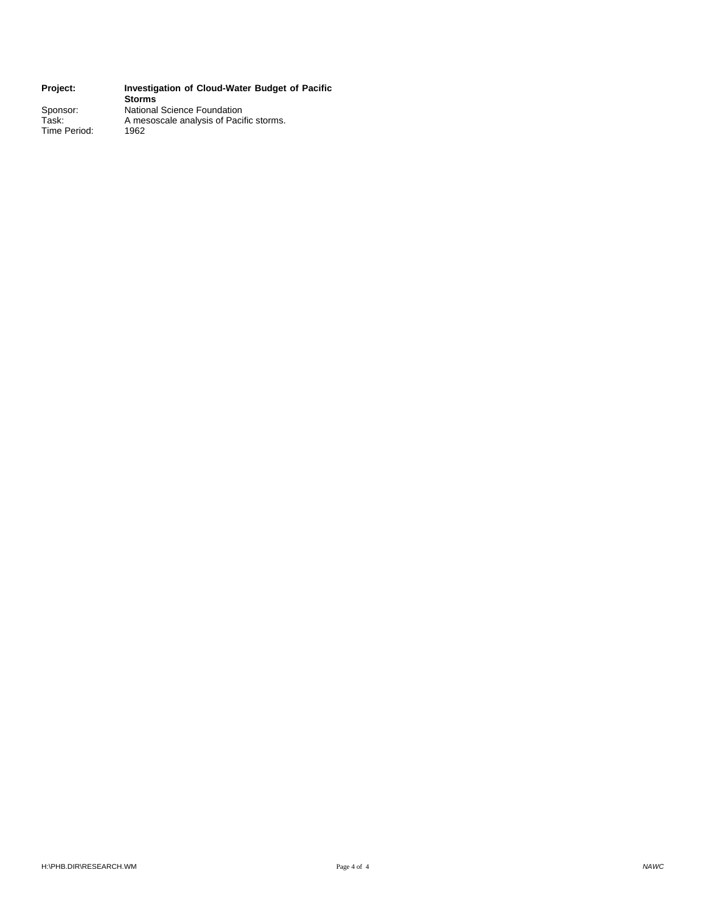| | |
|---|---|
| **Project:** | **Investigation of Cloud-Water Budget of Pacific Storms** |
| Sponsor: | National Science Foundation |
| Task: | A mesoscale analysis of Pacific storms. |
| Time Period: | 1962 |